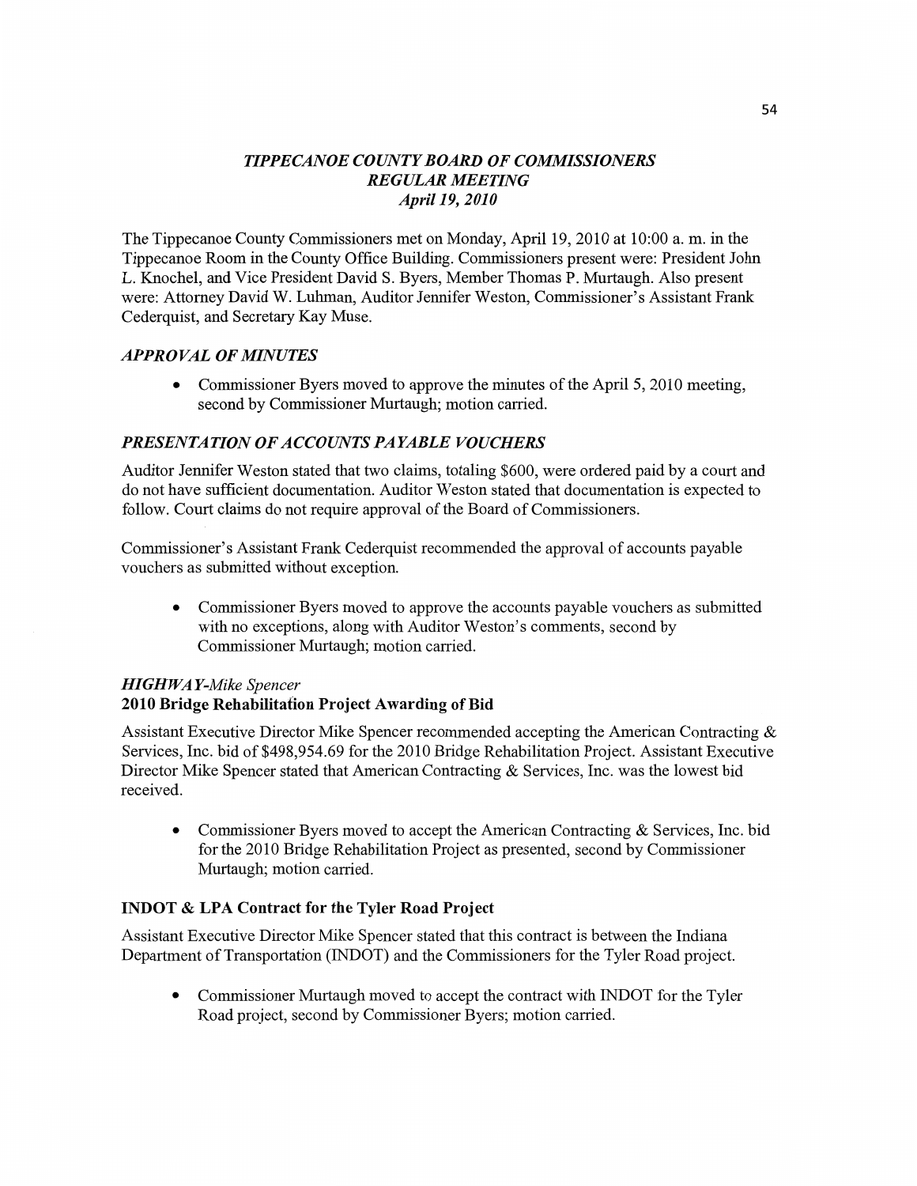# *TIPPECANOE COUNTY BOARD OF COMMISSIONERS*
## *REGULAR MEETING*
### *April 19, 2010*

The Tippecanoe County Commissioners met on Monday, April 19, 2010 at 10:00 a. m. in the Tippecanoe Room in the County Office Building. Commissioners present were: President John L. Knochel, and Vice President David S. Byers, Member Thomas P. Murtaugh. Also present were: Attorney David W. Luhman, Auditor Jennifer Weston, Commissioner's Assistant Frank Cederquist, and Secretary Kay Muse.

## *APPROVAL OF MINUTES*

- Commissioner Byers moved to approve the minutes of the April 5, 2010 meeting, second by Commissioner Murtaugh; motion carried.

## *PRESENTATION OF ACCOUNTS PAYABLE VOUCHERS*

Auditor Jennifer Weston stated that two claims, totaling $600, were ordered paid by a court and do not have sufficient documentation. Auditor Weston stated that documentation is expected to follow. Court claims do not require approval of the Board of Commissioners.

Commissioner's Assistant Frank Cederquist recommended the approval of accounts payable vouchers as submitted without exception.

- Commissioner Byers moved to approve the accounts payable vouchers as submitted with no exceptions, along with Auditor Weston's comments, second by Commissioner Murtaugh; motion carried.

## *HIGHWAY-Mike Spencer*

### 2010 Bridge Rehabilitation Project Awarding of Bid

Assistant Executive Director Mike Spencer recommended accepting the American Contracting & Services, Inc. bid of $498,954.69 for the 2010 Bridge Rehabilitation Project. Assistant Executive Director Mike Spencer stated that American Contracting & Services, Inc. was the lowest bid received.

- Commissioner Byers moved to accept the American Contracting & Services, Inc. bid for the 2010 Bridge Rehabilitation Project as presented, second by Commissioner Murtaugh; motion carried.

### INDOT & LPA Contract for the Tyler Road Project

Assistant Executive Director Mike Spencer stated that this contract is between the Indiana Department of Transportation (INDOT) and the Commissioners for the Tyler Road project.

- Commissioner Murtaugh moved to accept the contract with INDOT for the Tyler Road project, second by Commissioner Byers; motion carried.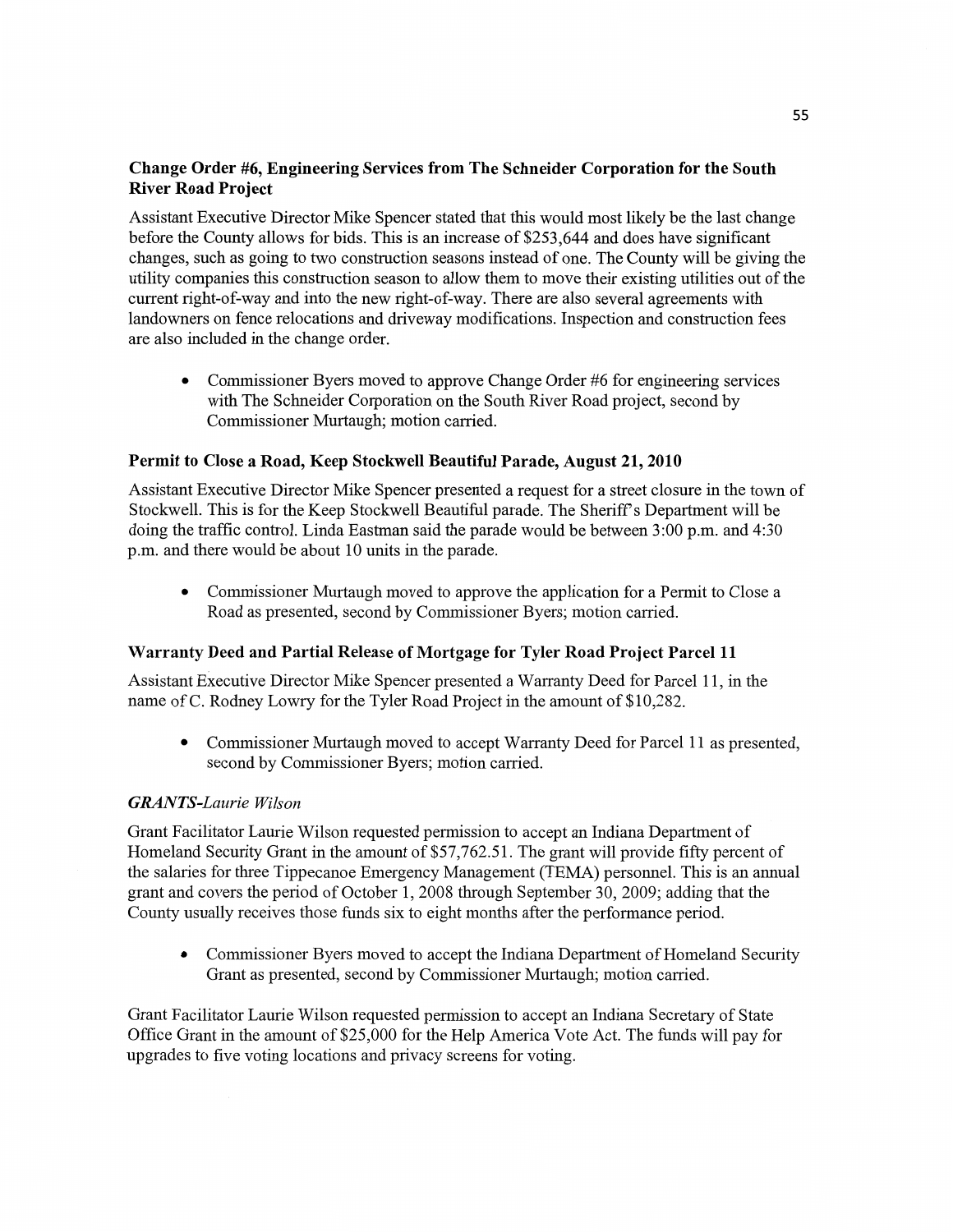### Change Order #6, Engineering Services from The Schneider Corporation for the South River Road Project

Assistant Executive Director Mike Spencer stated that this would most likely be the last change before the County allows for bids. This is an increase of $253,644 and does have significant changes, such as going to two construction seasons instead of one. The County will be giving the utility companies this construction season to allow them to move their existing utilities out of the current right-of-way and into the new right-of-way. There are also several agreements with landowners on fence relocations and driveway modifications. Inspection and construction fees are also included in the change order.

- Commissioner Byers moved to approve Change Order #6 for engineering services with The Schneider Corporation on the South River Road project, second by Commissioner Murtaugh; motion carried.

### Permit to Close a Road, Keep Stockwell Beautiful Parade, August 21, 2010

Assistant Executive Director Mike Spencer presented a request for a street closure in the town of Stockwell. This is for the Keep Stockwell Beautiful parade. The Sheriff's Department will be doing the traffic control. Linda Eastman said the parade would be between 3:00 p.m. and 4:30 p.m. and there would be about 10 units in the parade.

- Commissioner Murtaugh moved to approve the application for a Permit to Close a Road as presented, second by Commissioner Byers; motion carried.

### Warranty Deed and Partial Release of Mortgage for Tyler Road Project Parcel 11

Assistant Executive Director Mike Spencer presented a Warranty Deed for Parcel 11, in the name of C. Rodney Lowry for the Tyler Road Project in the amount of $10,282.

- Commissioner Murtaugh moved to accept Warranty Deed for Parcel 11 as presented, second by Commissioner Byers; motion carried.

### *GRANTS-Laurie Wilson*

Grant Facilitator Laurie Wilson requested permission to accept an Indiana Department of Homeland Security Grant in the amount of $57,762.51. The grant will provide fifty percent of the salaries for three Tippecanoe Emergency Management (TEMA) personnel. This is an annual grant and covers the period of October 1, 2008 through September 30, 2009; adding that the County usually receives those funds six to eight months after the performance period.

- Commissioner Byers moved to accept the Indiana Department of Homeland Security Grant as presented, second by Commissioner Murtaugh; motion carried.

Grant Facilitator Laurie Wilson requested permission to accept an Indiana Secretary of State Office Grant in the amount of $25,000 for the Help America Vote Act. The funds will pay for upgrades to five voting locations and privacy screens for voting.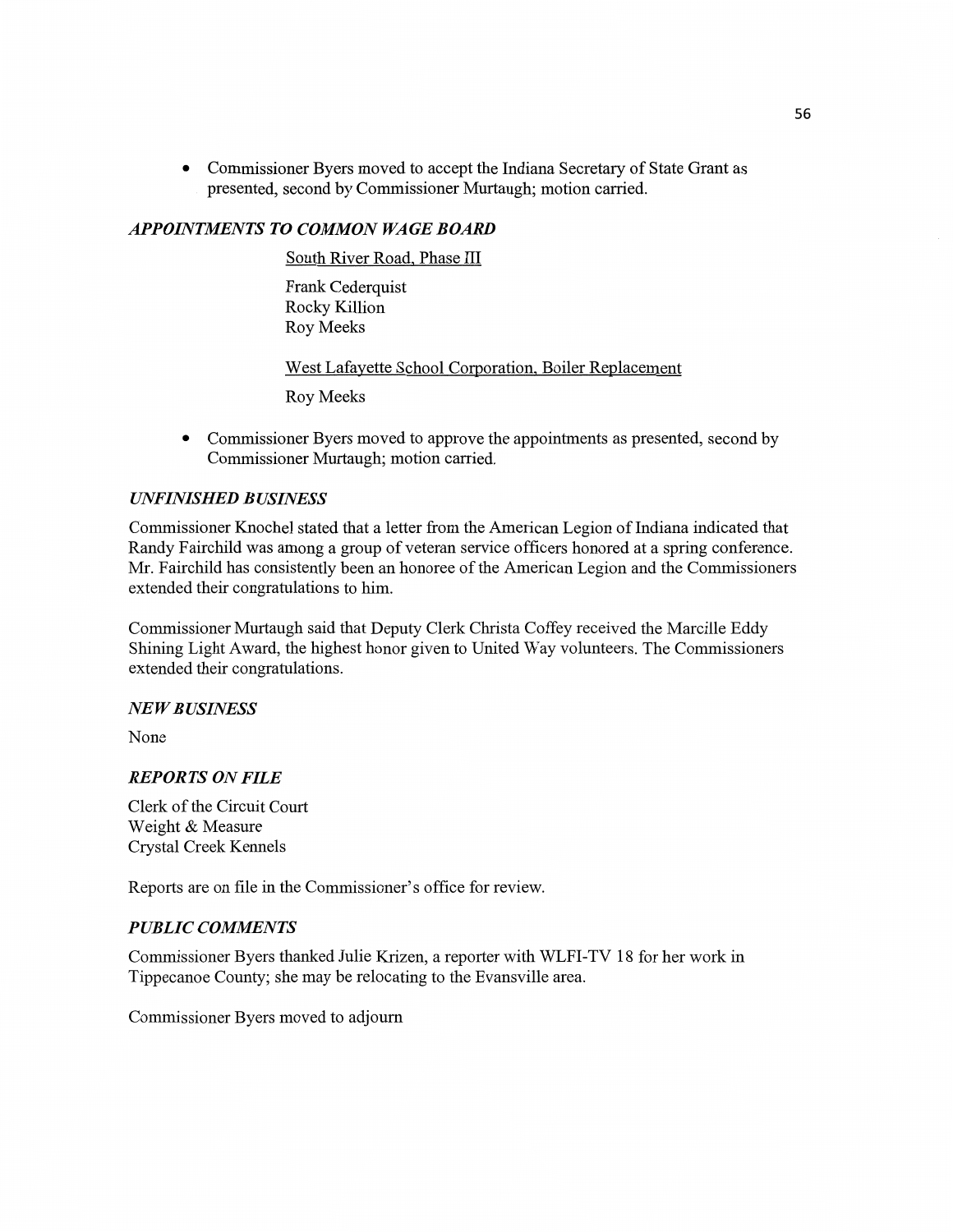- Commissioner Byers moved to accept the Indiana Secretary of State Grant as presented, second by Commissioner Murtaugh; motion carried.

### *APPOINTMENTS TO COMMON WAGE BOARD*

South River Road, Phase III

Frank Cederquist
Rocky Killion
Roy Meeks

West Lafayette School Corporation, Boiler Replacement

Roy Meeks

- Commissioner Byers moved to approve the appointments as presented, second by Commissioner Murtaugh; motion carried.

### *UNFINISHED BUSINESS*

Commissioner Knochel stated that a letter from the American Legion of Indiana indicated that Randy Fairchild was among a group of veteran service officers honored at a spring conference. Mr. Fairchild has consistently been an honoree of the American Legion and the Commissioners extended their congratulations to him.

Commissioner Murtaugh said that Deputy Clerk Christa Coffey received the Marcille Eddy Shining Light Award, the highest honor given to United Way volunteers. The Commissioners extended their congratulations.

### *NEW BUSINESS*

None

### *REPORTS ON FILE*

Clerk of the Circuit Court
Weight & Measure
Crystal Creek Kennels

Reports are on file in the Commissioner's office for review.

### *PUBLIC COMMENTS*

Commissioner Byers thanked Julie Krizen, a reporter with WLFI-TV 18 for her work in Tippecanoe County; she may be relocating to the Evansville area.

Commissioner Byers moved to adjourn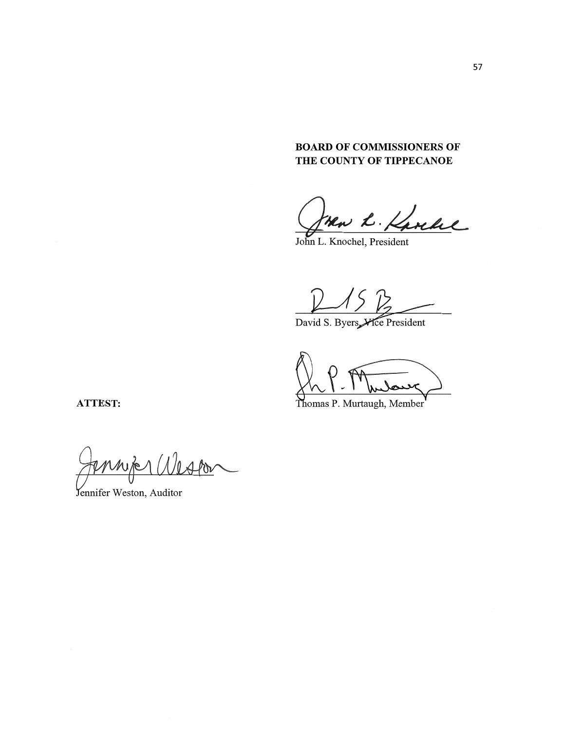**BOARD OF COMMISSIONERS OF THE COUNTY OF TIPPECANOE**

John L. Knochel, President

David S. Byers, Vice President

Thomas P. Murtaugh, Member

**ATTEST:**

Jennifer Weston, Auditor